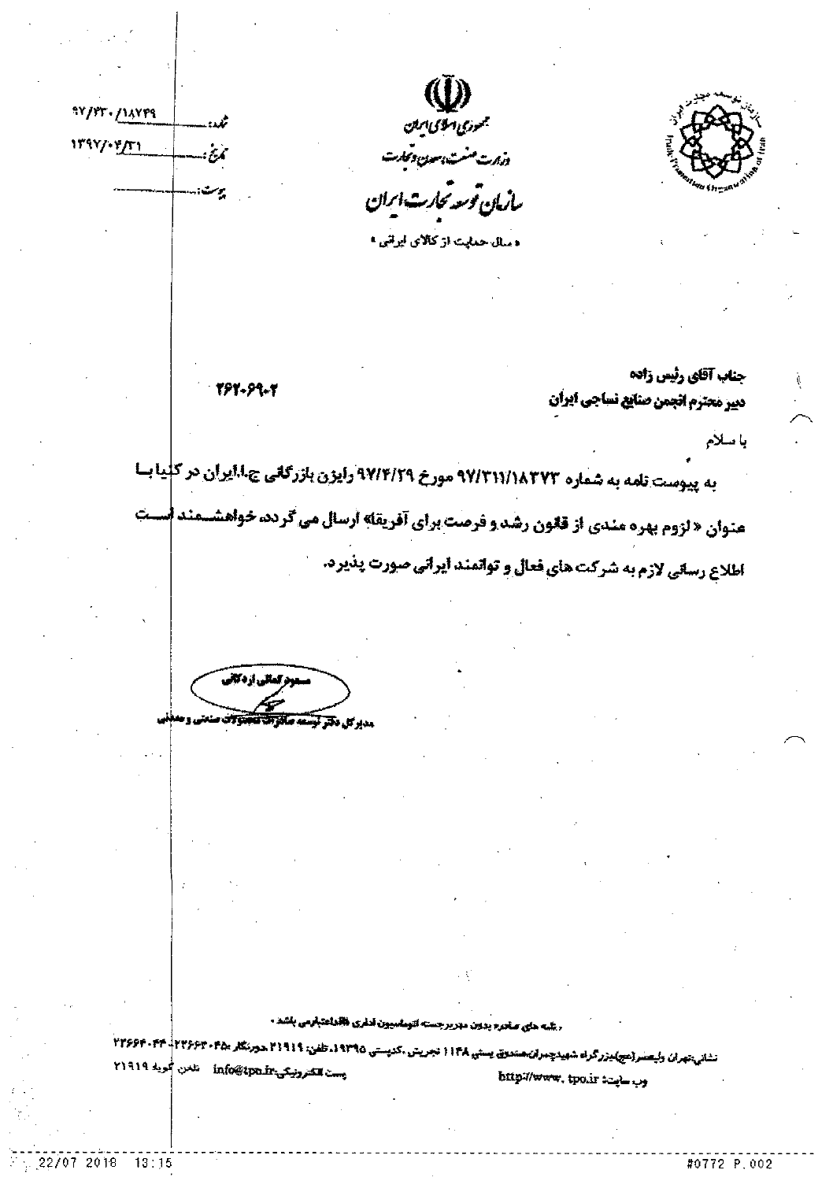شماره: ۹۷/۳۳۰/۱۸۷۴۹

تاریخ: ۱۳۹۷/۰۴/۳۱

پیوست: ..........

جمهوری اسلامی ایران

وزارت صنعت، معدن و تجارت

سازمان توسعه تجارت ایران

« سال حمایت از کالای ایرانی »

جناب آقای رئیس زاده

دبیر محترم انجمن صنایع نساجی ایران

۲۶۲۰۶۹۰۲

با سلام

به پیوست نامه به شماره ۹۷/۳۱۱/۱۸۳۷۳ مورخ ۹۷/۴/۲۹ رایزن بازرگانی ج.ا.ایران در کنیا با عنوان « لزوم بهره مندی از قانون رشد و فرصت برای آفریقا» ارسال می گردد. خواهشمند است اطلاع رسانی لازم به شرکت های فعال و توانمند ایرانی صورت پذیرد.

مسعود کمالی اردکانی

مدیرکل دفتر توسعه صادرات محصولات صنعتی و معدنی

، نامه های صادره بدون مهر برجسته اتوماسیون اداری فاقد اعتبار می باشد ،

نشانی: تهران ولیعصر(عج) بزرگراه شهید چمران، صندوق پستی ۱۱۴۸ تجریش، کدپستی ۱۹۳۹۵، تلفن: ۲۱۹۱۹ دورنگار ۰۴۵- ۲۲۶۶۳-۰۴۴- ۲۲۶۶۴

پست الکترونیکی: info@tpo.ir    تلفن گویا ۲۱۹۱۹

وب سایت: http://www.tpo.ir

22/07 2018 13:15    #0772 P.002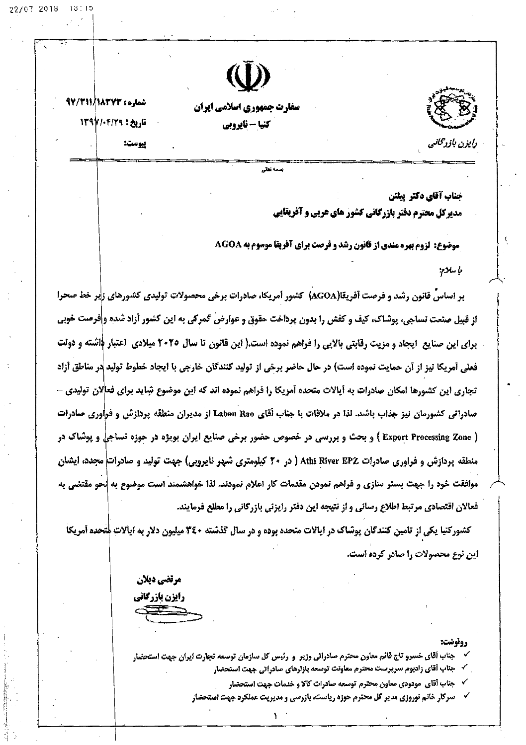سفارت جمهوری اسلامی ایران

کنیا - نایروبی

رایزن بازرگانی

شماره: ۹۷/۳۱۱/۱۸۳۷۳

تاریخ: ۱۳۹۷/۰۴/۲۹

پیوست:

بسمه تعالی

**جناب آقای دکتر پیلتن**

**مدیرکل محترم دفتر بازرگانی کشور های عربی و آفریقایی**

**موضوع: لزوم بهره مندی از قانون رشد و فرصت برای آفریقا موسوم به AGOA**

با سلام؛

بر اساس قانون رشد و فرصت آفریقا(AGOA) کشور آمریکا، صادرات برخی محصولات تولیدی کشورهای زیر خط صحرا از قبیل صنعت نساجی، پوشاک، کیف و کفش را بدون پرداخت حقوق و عوارض گمرکی به این کشور آزاد شده و فرصت خوبی برای این صنایع ایجاد و مزیت رقابتی بالایی را فراهم نموده است.( این قانون تا سال ۲۰۲۵ میلادی اعتبار داشته و دولت فعلی آمریکا نیز از آن حمایت نموده است) در حال حاضر برخی از تولید کنندگان خارجی با ایجاد خطوط تولید در مناطق آزاد تجاری این کشورها امکان صادرات به ایالات متحده آمریکا را فراهم نموده اند که این موضوع شاید برای فعالان تولیدی - صادراتی کشورمان نیز جذاب باشد. لذا در ملاقات با جناب آقای Laban Rao از مدیران منطقه پردازش و فراوری صادرات ( Export Processing Zone ) و بحث و بررسی در خصوص حضور برخی صنایع ایران بویژه در حوزه نساجی و پوشاک در منطقه پردازش و فراوری صادرات Athi River EPZ ( در ۲۰ کیلومتری شهر نایروبی) جهت تولید و صادرات مجدد، ایشان موافقت خود را جهت بستر سازی و فراهم نمودن مقدمات کار اعلام نمودند. لذا خواهشمند است موضوع به نحو مقتضی به فعالان اقتصادی مرتبط اطلاع رسانی و از نتیجه این دفتر رایزنی بازرگانی را مطلع فرمایند.

کشورکنیا یکی از تامین کنندگان پوشاک در ایالات متحده بوده و در سال گذشته ۳۴۰ میلیون دلار به ایالات متحده آمریکا این نوع محصولات را صادر کرده است.

**مرتضی دیلان**

**رایزن بازرگانی**

**رونوشت:**

- ✓ جناب آقای خسرو تاج قائم معاون محترم صادراتی وزیر و رئیس کل سازمان توسعه تجارت ایران جهت استحضار
- ✓ جناب آقای زادبوم سرپرست محترم معاونت توسعه بازارهای صادراتی جهت استحضار
- ✓ جناب آقای موحدی معاون محترم توسعه صادرات کالا و خدمات جهت استحضار
- ✓ سرکار خانم نوروزی مدیر کل محترم حوزه ریاست، بازرسی و مدیریت عملکرد جهت استحضار